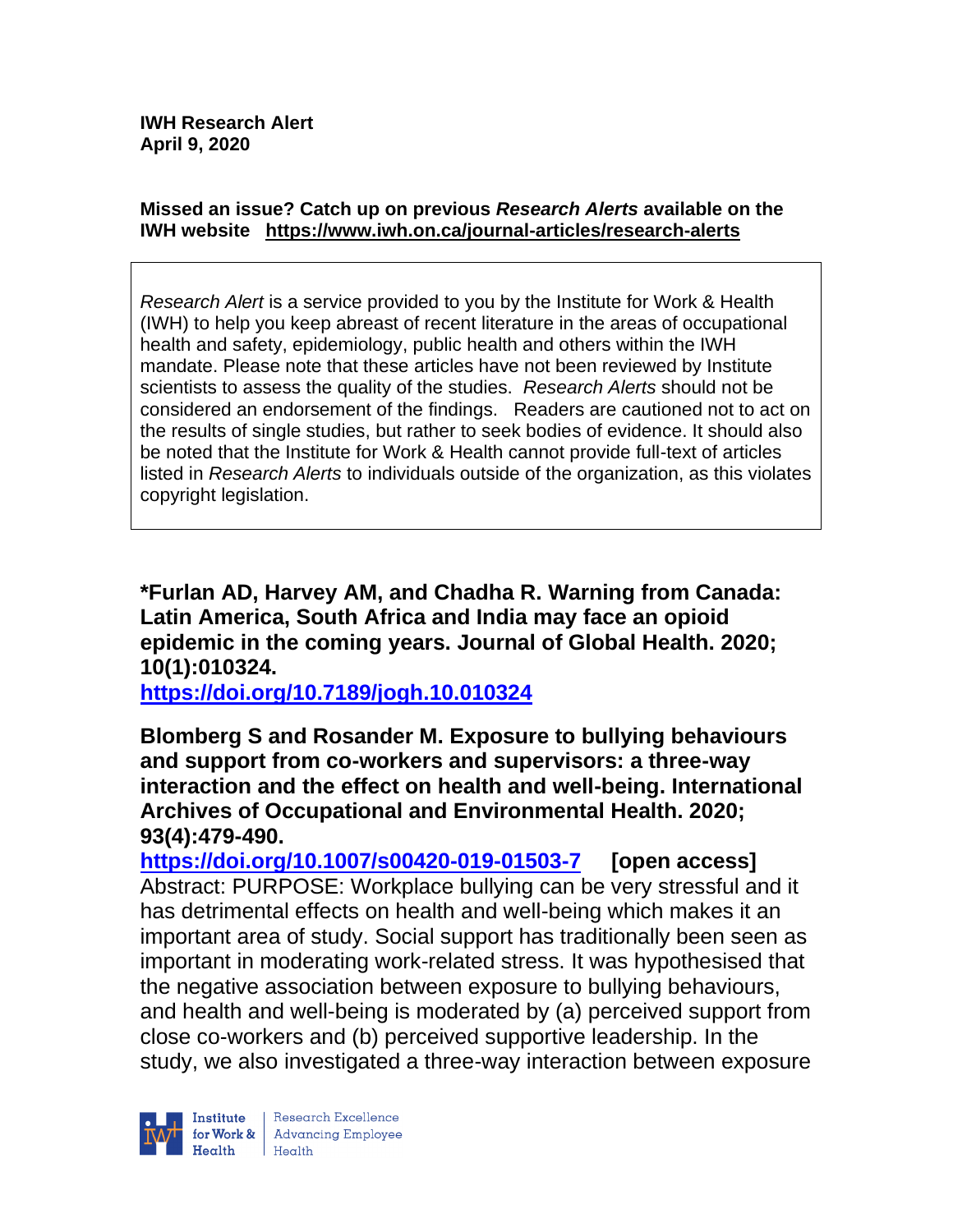**IWH Research Alert**
**April 9, 2020**

**Missed an issue? Catch up on previous *Research Alerts* available on the IWH website https://www.iwh.on.ca/journal-articles/research-alerts**

*Research Alert* is a service provided to you by the Institute for Work & Health (IWH) to help you keep abreast of recent literature in the areas of occupational health and safety, epidemiology, public health and others within the IWH mandate. Please note that these articles have not been reviewed by Institute scientists to assess the quality of the studies. *Research Alerts* should not be considered an endorsement of the findings. Readers are cautioned not to act on the results of single studies, but rather to seek bodies of evidence. It should also be noted that the Institute for Work & Health cannot provide full-text of articles listed in *Research Alerts* to individuals outside of the organization, as this violates copyright legislation.

**\*Furlan AD, Harvey AM, and Chadha R. Warning from Canada: Latin America, South Africa and India may face an opioid epidemic in the coming years. Journal of Global Health. 2020; 10(1):010324.**
**https://doi.org/10.7189/jogh.10.010324**

**Blomberg S and Rosander M. Exposure to bullying behaviours and support from co-workers and supervisors: a three-way interaction and the effect on health and well-being. International Archives of Occupational and Environmental Health. 2020; 93(4):479-490.**
**https://doi.org/10.1007/s00420-019-01503-7 [open access]**
Abstract: PURPOSE: Workplace bullying can be very stressful and it has detrimental effects on health and well-being which makes it an important area of study. Social support has traditionally been seen as important in moderating work-related stress. It was hypothesised that the negative association between exposure to bullying behaviours, and health and well-being is moderated by (a) perceived support from close co-workers and (b) perceived supportive leadership. In the study, we also investigated a three-way interaction between exposure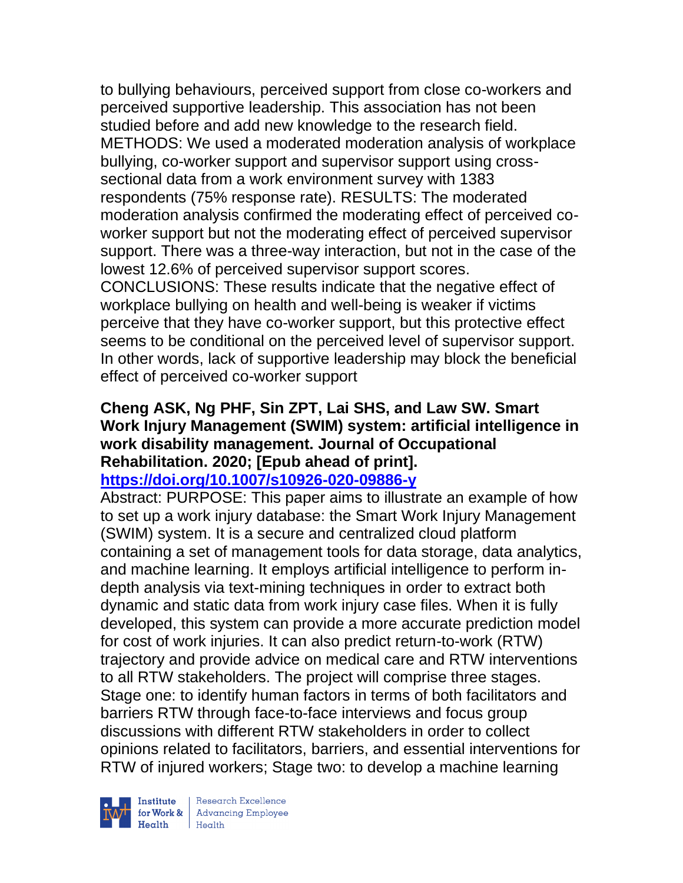to bullying behaviours, perceived support from close co-workers and perceived supportive leadership. This association has not been studied before and add new knowledge to the research field. METHODS: We used a moderated moderation analysis of workplace bullying, co-worker support and supervisor support using cross-sectional data from a work environment survey with 1383 respondents (75% response rate). RESULTS: The moderated moderation analysis confirmed the moderating effect of perceived co-worker support but not the moderating effect of perceived supervisor support. There was a three-way interaction, but not in the case of the lowest 12.6% of perceived supervisor support scores. CONCLUSIONS: These results indicate that the negative effect of workplace bullying on health and well-being is weaker if victims perceive that they have co-worker support, but this protective effect seems to be conditional on the perceived level of supervisor support. In other words, lack of supportive leadership may block the beneficial effect of perceived co-worker support

**Cheng ASK, Ng PHF, Sin ZPT, Lai SHS, and Law SW. Smart Work Injury Management (SWIM) system: artificial intelligence in work disability management. Journal of Occupational Rehabilitation. 2020; [Epub ahead of print].**
**https://doi.org/10.1007/s10926-020-09886-y**

Abstract: PURPOSE: This paper aims to illustrate an example of how to set up a work injury database: the Smart Work Injury Management (SWIM) system. It is a secure and centralized cloud platform containing a set of management tools for data storage, data analytics, and machine learning. It employs artificial intelligence to perform in-depth analysis via text-mining techniques in order to extract both dynamic and static data from work injury case files. When it is fully developed, this system can provide a more accurate prediction model for cost of work injuries. It can also predict return-to-work (RTW) trajectory and provide advice on medical care and RTW interventions to all RTW stakeholders. The project will comprise three stages. Stage one: to identify human factors in terms of both facilitators and barriers RTW through face-to-face interviews and focus group discussions with different RTW stakeholders in order to collect opinions related to facilitators, barriers, and essential interventions for RTW of injured workers; Stage two: to develop a machine learning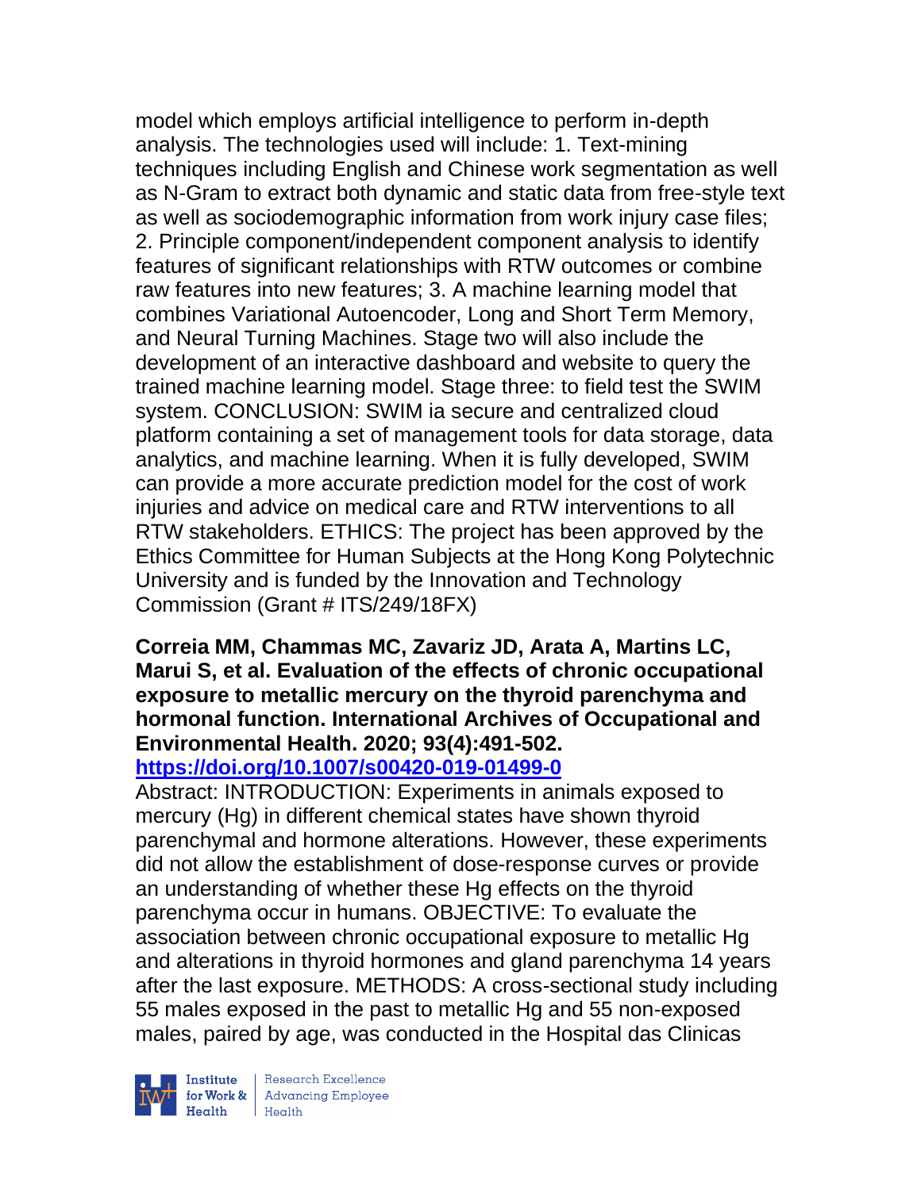model which employs artificial intelligence to perform in-depth analysis. The technologies used will include: 1. Text-mining techniques including English and Chinese work segmentation as well as N-Gram to extract both dynamic and static data from free-style text as well as sociodemographic information from work injury case files; 2. Principle component/independent component analysis to identify features of significant relationships with RTW outcomes or combine raw features into new features; 3. A machine learning model that combines Variational Autoencoder, Long and Short Term Memory, and Neural Turning Machines. Stage two will also include the development of an interactive dashboard and website to query the trained machine learning model. Stage three: to field test the SWIM system. CONCLUSION: SWIM ia secure and centralized cloud platform containing a set of management tools for data storage, data analytics, and machine learning. When it is fully developed, SWIM can provide a more accurate prediction model for the cost of work injuries and advice on medical care and RTW interventions to all RTW stakeholders. ETHICS: The project has been approved by the Ethics Committee for Human Subjects at the Hong Kong Polytechnic University and is funded by the Innovation and Technology Commission (Grant # ITS/249/18FX)

**Correia MM, Chammas MC, Zavariz JD, Arata A, Martins LC, Marui S, et al. Evaluation of the effects of chronic occupational exposure to metallic mercury on the thyroid parenchyma and hormonal function. International Archives of Occupational and Environmental Health. 2020; 93(4):491-502. https://doi.org/10.1007/s00420-019-01499-0**

Abstract: INTRODUCTION: Experiments in animals exposed to mercury (Hg) in different chemical states have shown thyroid parenchymal and hormone alterations. However, these experiments did not allow the establishment of dose-response curves or provide an understanding of whether these Hg effects on the thyroid parenchyma occur in humans. OBJECTIVE: To evaluate the association between chronic occupational exposure to metallic Hg and alterations in thyroid hormones and gland parenchyma 14 years after the last exposure. METHODS: A cross-sectional study including 55 males exposed in the past to metallic Hg and 55 non-exposed males, paired by age, was conducted in the Hospital das Clinicas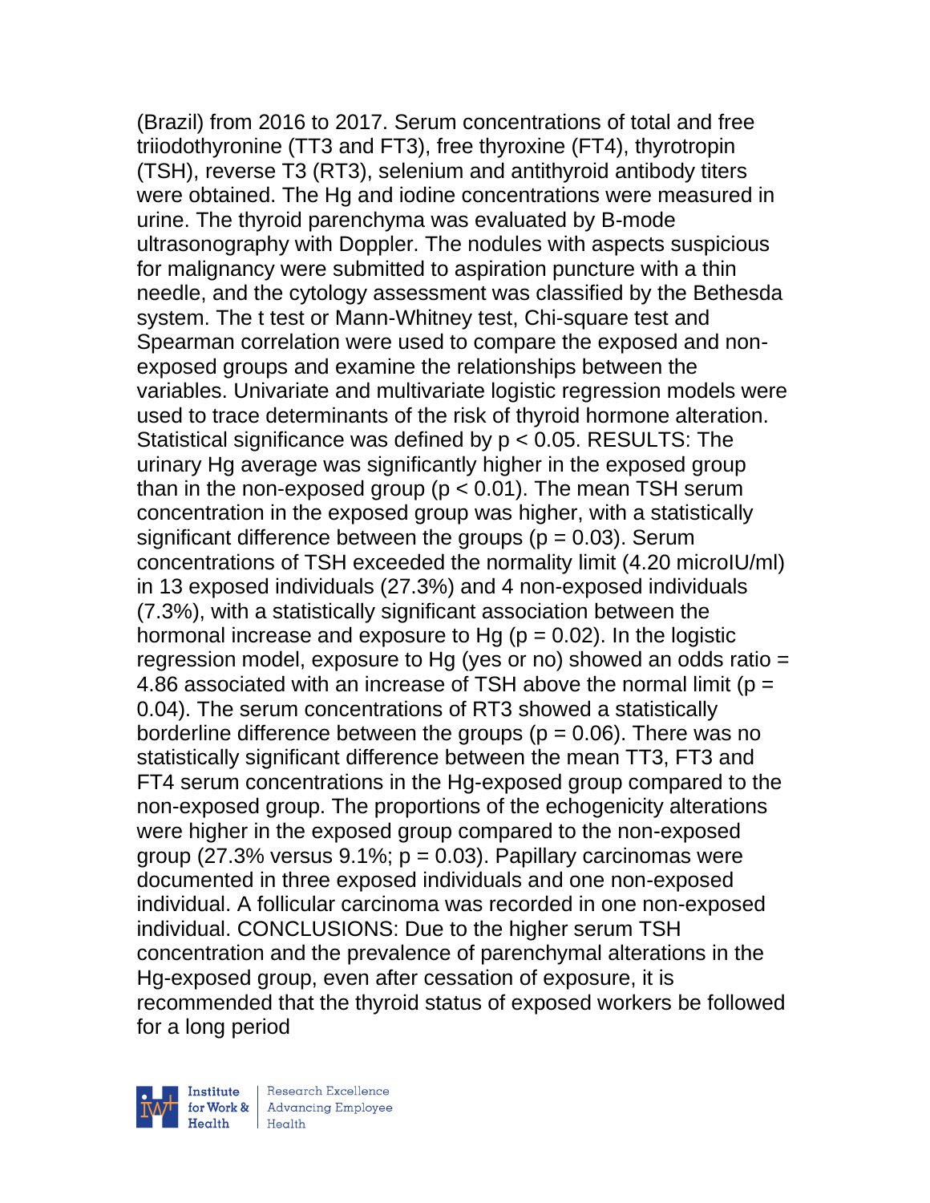(Brazil) from 2016 to 2017. Serum concentrations of total and free triiodothyronine (TT3 and FT3), free thyroxine (FT4), thyrotropin (TSH), reverse T3 (RT3), selenium and antithyroid antibody titers were obtained. The Hg and iodine concentrations were measured in urine. The thyroid parenchyma was evaluated by B-mode ultrasonography with Doppler. The nodules with aspects suspicious for malignancy were submitted to aspiration puncture with a thin needle, and the cytology assessment was classified by the Bethesda system. The t test or Mann-Whitney test, Chi-square test and Spearman correlation were used to compare the exposed and non-exposed groups and examine the relationships between the variables. Univariate and multivariate logistic regression models were used to trace determinants of the risk of thyroid hormone alteration. Statistical significance was defined by $p < 0.05$. RESULTS: The urinary Hg average was significantly higher in the exposed group than in the non-exposed group ($p < 0.01$). The mean TSH serum concentration in the exposed group was higher, with a statistically significant difference between the groups ($p = 0.03$). Serum concentrations of TSH exceeded the normality limit (4.20 microIU/ml) in 13 exposed individuals (27.3%) and 4 non-exposed individuals (7.3%), with a statistically significant association between the hormonal increase and exposure to Hg ($p = 0.02$). In the logistic regression model, exposure to Hg (yes or no) showed an odds ratio = 4.86 associated with an increase of TSH above the normal limit ($p = 0.04$). The serum concentrations of RT3 showed a statistically borderline difference between the groups ($p = 0.06$). There was no statistically significant difference between the mean TT3, FT3 and FT4 serum concentrations in the Hg-exposed group compared to the non-exposed group. The proportions of the echogenicity alterations were higher in the exposed group compared to the non-exposed group (27.3% versus 9.1%; $p = 0.03$). Papillary carcinomas were documented in three exposed individuals and one non-exposed individual. A follicular carcinoma was recorded in one non-exposed individual. CONCLUSIONS: Due to the higher serum TSH concentration and the prevalence of parenchymal alterations in the Hg-exposed group, even after cessation of exposure, it is recommended that the thyroid status of exposed workers be followed for a long period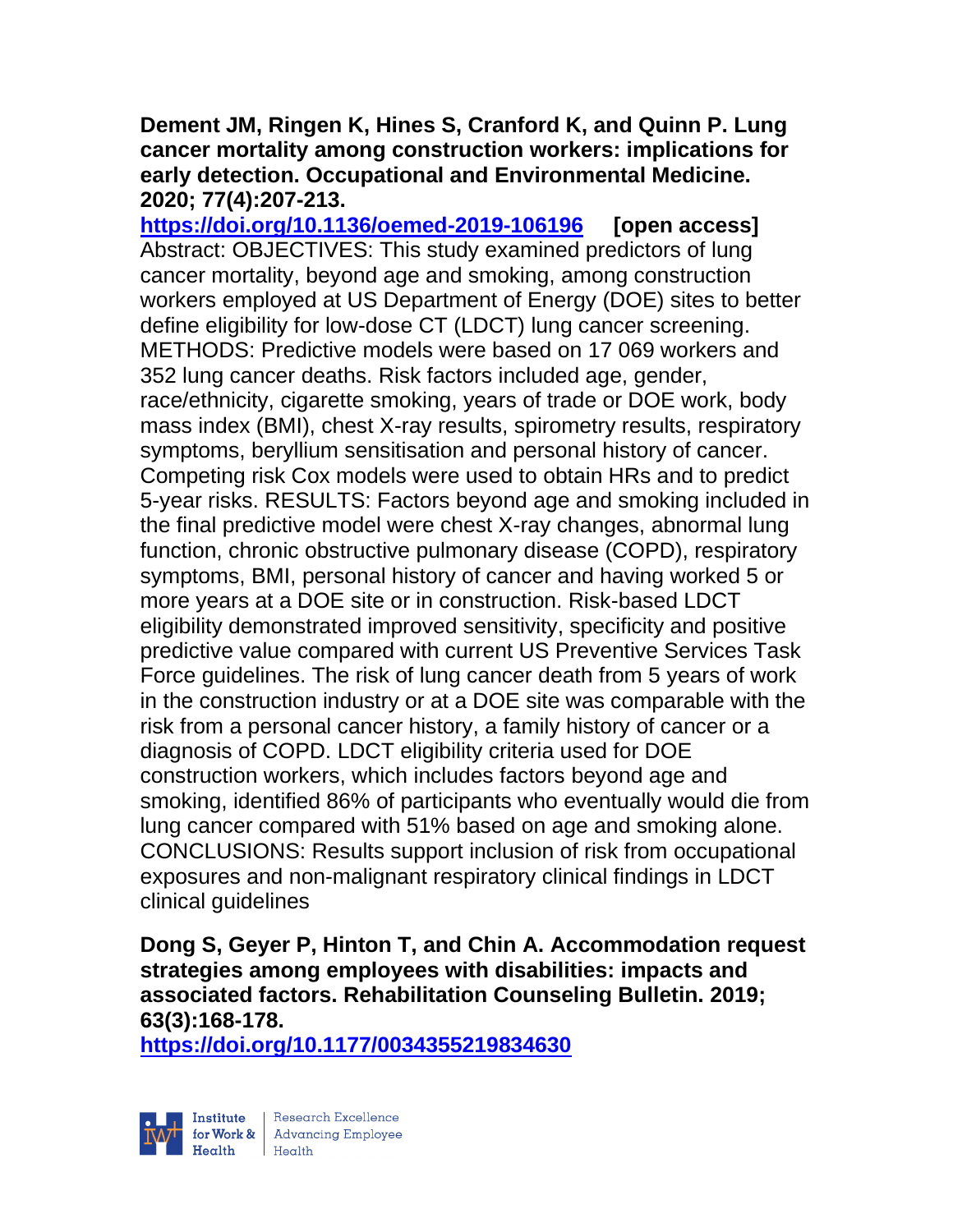**Dement JM, Ringen K, Hines S, Cranford K, and Quinn P. Lung cancer mortality among construction workers: implications for early detection. Occupational and Environmental Medicine. 2020; 77(4):207-213.**

https://doi.org/10.1136/oemed-2019-106196 **[open access]**

Abstract: OBJECTIVES: This study examined predictors of lung cancer mortality, beyond age and smoking, among construction workers employed at US Department of Energy (DOE) sites to better define eligibility for low-dose CT (LDCT) lung cancer screening. METHODS: Predictive models were based on 17 069 workers and 352 lung cancer deaths. Risk factors included age, gender, race/ethnicity, cigarette smoking, years of trade or DOE work, body mass index (BMI), chest X-ray results, spirometry results, respiratory symptoms, beryllium sensitisation and personal history of cancer. Competing risk Cox models were used to obtain HRs and to predict 5-year risks. RESULTS: Factors beyond age and smoking included in the final predictive model were chest X-ray changes, abnormal lung function, chronic obstructive pulmonary disease (COPD), respiratory symptoms, BMI, personal history of cancer and having worked 5 or more years at a DOE site or in construction. Risk-based LDCT eligibility demonstrated improved sensitivity, specificity and positive predictive value compared with current US Preventive Services Task Force guidelines. The risk of lung cancer death from 5 years of work in the construction industry or at a DOE site was comparable with the risk from a personal cancer history, a family history of cancer or a diagnosis of COPD. LDCT eligibility criteria used for DOE construction workers, which includes factors beyond age and smoking, identified 86% of participants who eventually would die from lung cancer compared with 51% based on age and smoking alone. CONCLUSIONS: Results support inclusion of risk from occupational exposures and non-malignant respiratory clinical findings in LDCT clinical guidelines

**Dong S, Geyer P, Hinton T, and Chin A. Accommodation request strategies among employees with disabilities: impacts and associated factors. Rehabilitation Counseling Bulletin. 2019; 63(3):168-178.**

https://doi.org/10.1177/0034355219834630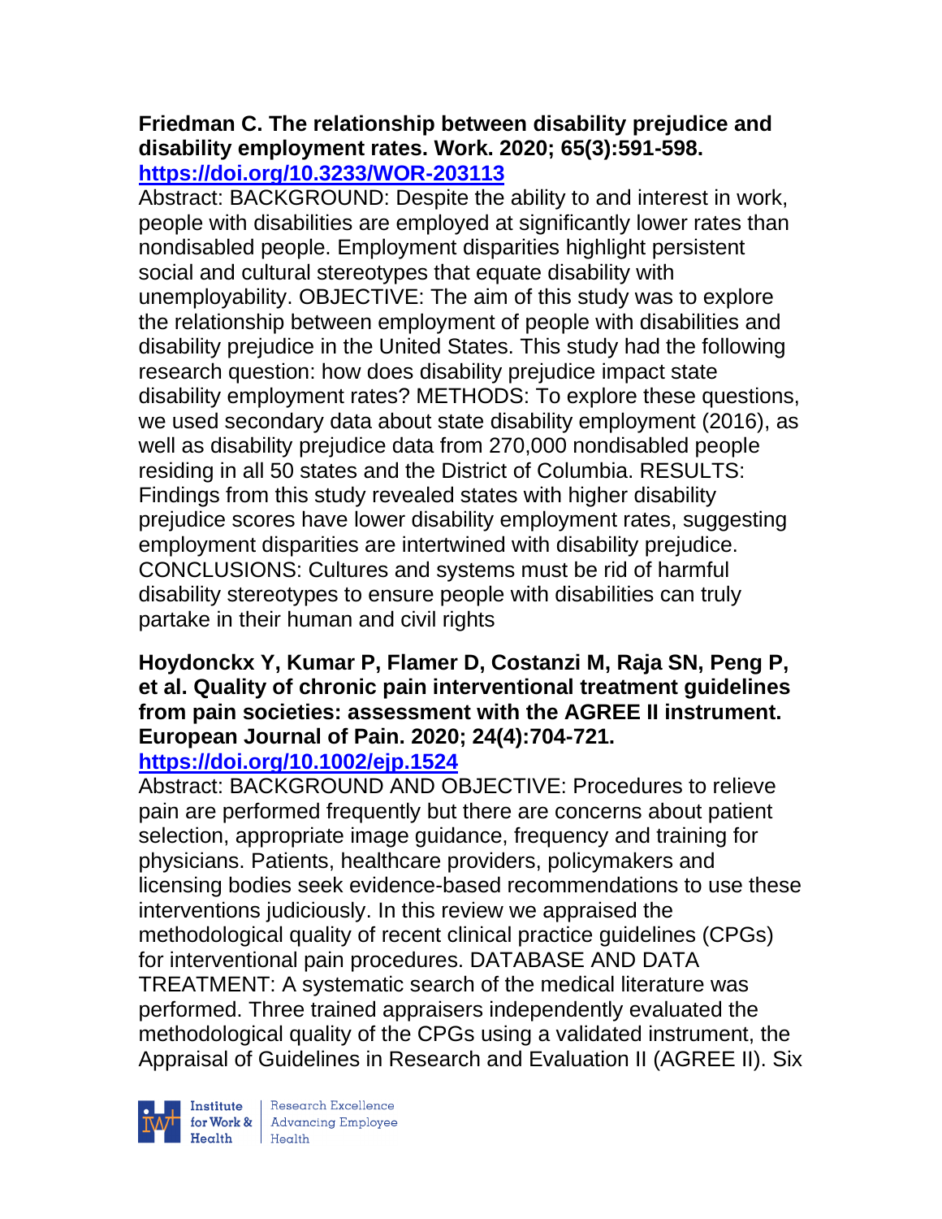**Friedman C. The relationship between disability prejudice and disability employment rates. Work. 2020; 65(3):591-598. https://doi.org/10.3233/WOR-203113**

Abstract: BACKGROUND: Despite the ability to and interest in work, people with disabilities are employed at significantly lower rates than nondisabled people. Employment disparities highlight persistent social and cultural stereotypes that equate disability with unemployability. OBJECTIVE: The aim of this study was to explore the relationship between employment of people with disabilities and disability prejudice in the United States. This study had the following research question: how does disability prejudice impact state disability employment rates? METHODS: To explore these questions, we used secondary data about state disability employment (2016), as well as disability prejudice data from 270,000 nondisabled people residing in all 50 states and the District of Columbia. RESULTS: Findings from this study revealed states with higher disability prejudice scores have lower disability employment rates, suggesting employment disparities are intertwined with disability prejudice. CONCLUSIONS: Cultures and systems must be rid of harmful disability stereotypes to ensure people with disabilities can truly partake in their human and civil rights

**Hoydonckx Y, Kumar P, Flamer D, Costanzi M, Raja SN, Peng P, et al. Quality of chronic pain interventional treatment guidelines from pain societies: assessment with the AGREE II instrument. European Journal of Pain. 2020; 24(4):704-721. https://doi.org/10.1002/ejp.1524**

Abstract: BACKGROUND AND OBJECTIVE: Procedures to relieve pain are performed frequently but there are concerns about patient selection, appropriate image guidance, frequency and training for physicians. Patients, healthcare providers, policymakers and licensing bodies seek evidence-based recommendations to use these interventions judiciously. In this review we appraised the methodological quality of recent clinical practice guidelines (CPGs) for interventional pain procedures. DATABASE AND DATA TREATMENT: A systematic search of the medical literature was performed. Three trained appraisers independently evaluated the methodological quality of the CPGs using a validated instrument, the Appraisal of Guidelines in Research and Evaluation II (AGREE II). Six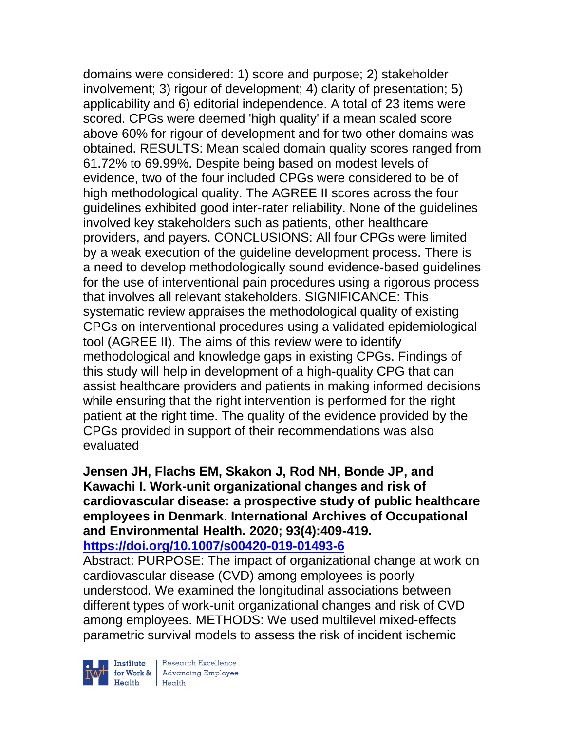domains were considered: 1) score and purpose; 2) stakeholder involvement; 3) rigour of development; 4) clarity of presentation; 5) applicability and 6) editorial independence. A total of 23 items were scored. CPGs were deemed 'high quality' if a mean scaled score above 60% for rigour of development and for two other domains was obtained. RESULTS: Mean scaled domain quality scores ranged from 61.72% to 69.99%. Despite being based on modest levels of evidence, two of the four included CPGs were considered to be of high methodological quality. The AGREE II scores across the four guidelines exhibited good inter-rater reliability. None of the guidelines involved key stakeholders such as patients, other healthcare providers, and payers. CONCLUSIONS: All four CPGs were limited by a weak execution of the guideline development process. There is a need to develop methodologically sound evidence-based guidelines for the use of interventional pain procedures using a rigorous process that involves all relevant stakeholders. SIGNIFICANCE: This systematic review appraises the methodological quality of existing CPGs on interventional procedures using a validated epidemiological tool (AGREE II). The aims of this review were to identify methodological and knowledge gaps in existing CPGs. Findings of this study will help in development of a high-quality CPG that can assist healthcare providers and patients in making informed decisions while ensuring that the right intervention is performed for the right patient at the right time. The quality of the evidence provided by the CPGs provided in support of their recommendations was also evaluated

**Jensen JH, Flachs EM, Skakon J, Rod NH, Bonde JP, and Kawachi I. Work-unit organizational changes and risk of cardiovascular disease: a prospective study of public healthcare employees in Denmark. International Archives of Occupational and Environmental Health. 2020; 93(4):409-419.**
**https://doi.org/10.1007/s00420-019-01493-6**

Abstract: PURPOSE: The impact of organizational change at work on cardiovascular disease (CVD) among employees is poorly understood. We examined the longitudinal associations between different types of work-unit organizational changes and risk of CVD among employees. METHODS: We used multilevel mixed-effects parametric survival models to assess the risk of incident ischemic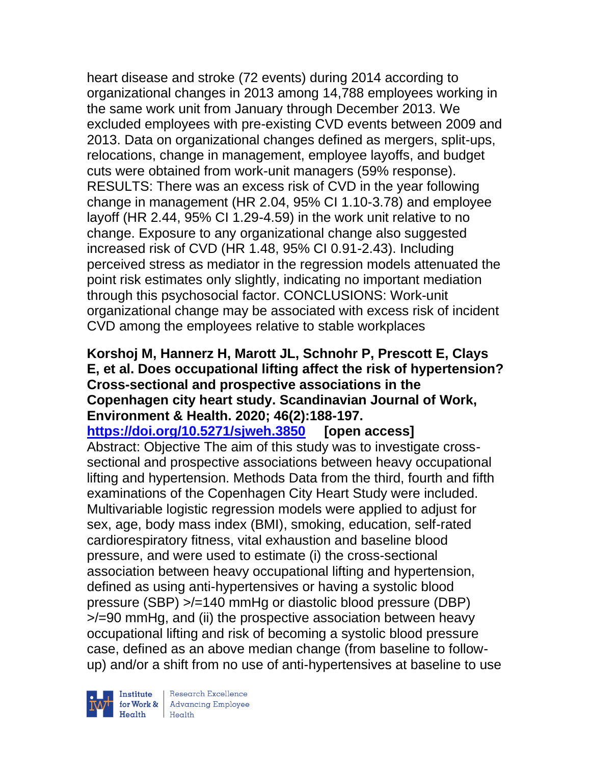heart disease and stroke (72 events) during 2014 according to organizational changes in 2013 among 14,788 employees working in the same work unit from January through December 2013. We excluded employees with pre-existing CVD events between 2009 and 2013. Data on organizational changes defined as mergers, split-ups, relocations, change in management, employee layoffs, and budget cuts were obtained from work-unit managers (59% response). RESULTS: There was an excess risk of CVD in the year following change in management (HR 2.04, 95% CI 1.10-3.78) and employee layoff (HR 2.44, 95% CI 1.29-4.59) in the work unit relative to no change. Exposure to any organizational change also suggested increased risk of CVD (HR 1.48, 95% CI 0.91-2.43). Including perceived stress as mediator in the regression models attenuated the point risk estimates only slightly, indicating no important mediation through this psychosocial factor. CONCLUSIONS: Work-unit organizational change may be associated with excess risk of incident CVD among the employees relative to stable workplaces

**Korshoj M, Hannerz H, Marott JL, Schnohr P, Prescott E, Clays E, et al. Does occupational lifting affect the risk of hypertension? Cross-sectional and prospective associations in the Copenhagen city heart study. Scandinavian Journal of Work, Environment & Health. 2020; 46(2):188-197.**
**https://doi.org/10.5271/sjweh.3850** **[open access]**
Abstract: Objective The aim of this study was to investigate cross-sectional and prospective associations between heavy occupational lifting and hypertension. Methods Data from the third, fourth and fifth examinations of the Copenhagen City Heart Study were included. Multivariable logistic regression models were applied to adjust for sex, age, body mass index (BMI), smoking, education, self-rated cardiorespiratory fitness, vital exhaustion and baseline blood pressure, and were used to estimate (i) the cross-sectional association between heavy occupational lifting and hypertension, defined as using anti-hypertensives or having a systolic blood pressure (SBP) >/=140 mmHg or diastolic blood pressure (DBP) >/=90 mmHg, and (ii) the prospective association between heavy occupational lifting and risk of becoming a systolic blood pressure case, defined as an above median change (from baseline to follow-up) and/or a shift from no use of anti-hypertensives at baseline to use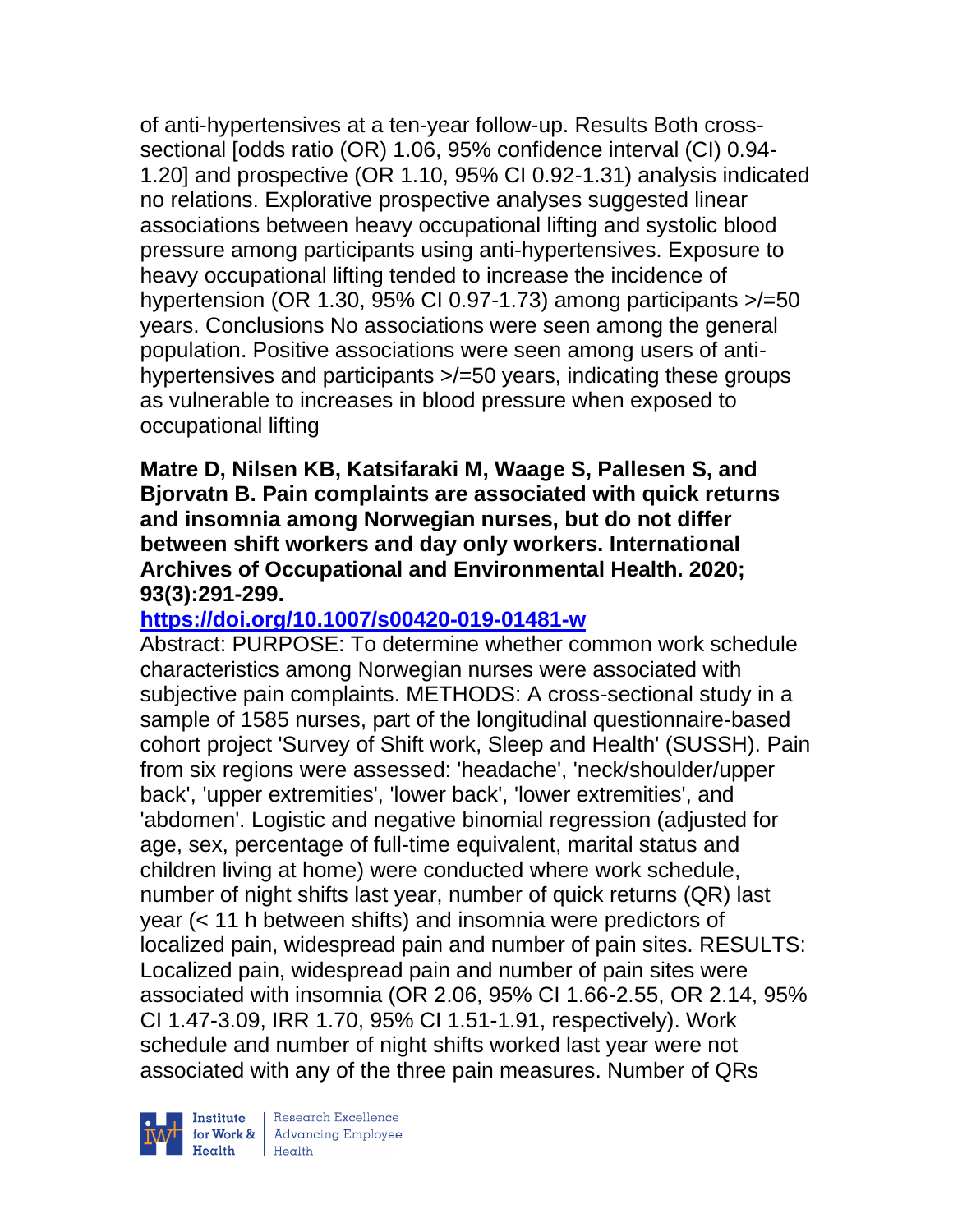of anti-hypertensives at a ten-year follow-up. Results Both cross-sectional [odds ratio (OR) 1.06, 95% confidence interval (CI) 0.94-1.20] and prospective (OR 1.10, 95% CI 0.92-1.31) analysis indicated no relations. Explorative prospective analyses suggested linear associations between heavy occupational lifting and systolic blood pressure among participants using anti-hypertensives. Exposure to heavy occupational lifting tended to increase the incidence of hypertension (OR 1.30, 95% CI 0.97-1.73) among participants >/=50 years. Conclusions No associations were seen among the general population. Positive associations were seen among users of anti-hypertensives and participants >/=50 years, indicating these groups as vulnerable to increases in blood pressure when exposed to occupational lifting

**Matre D, Nilsen KB, Katsifaraki M, Waage S, Pallesen S, and Bjorvatn B. Pain complaints are associated with quick returns and insomnia among Norwegian nurses, but do not differ between shift workers and day only workers. International Archives of Occupational and Environmental Health. 2020; 93(3):291-299.**

**https://doi.org/10.1007/s00420-019-01481-w**

Abstract: PURPOSE: To determine whether common work schedule characteristics among Norwegian nurses were associated with subjective pain complaints. METHODS: A cross-sectional study in a sample of 1585 nurses, part of the longitudinal questionnaire-based cohort project 'Survey of Shift work, Sleep and Health' (SUSSH). Pain from six regions were assessed: 'headache', 'neck/shoulder/upper back', 'upper extremities', 'lower back', 'lower extremities', and 'abdomen'. Logistic and negative binomial regression (adjusted for age, sex, percentage of full-time equivalent, marital status and children living at home) were conducted where work schedule, number of night shifts last year, number of quick returns (QR) last year (< 11 h between shifts) and insomnia were predictors of localized pain, widespread pain and number of pain sites. RESULTS: Localized pain, widespread pain and number of pain sites were associated with insomnia (OR 2.06, 95% CI 1.66-2.55, OR 2.14, 95% CI 1.47-3.09, IRR 1.70, 95% CI 1.51-1.91, respectively). Work schedule and number of night shifts worked last year were not associated with any of the three pain measures. Number of QRs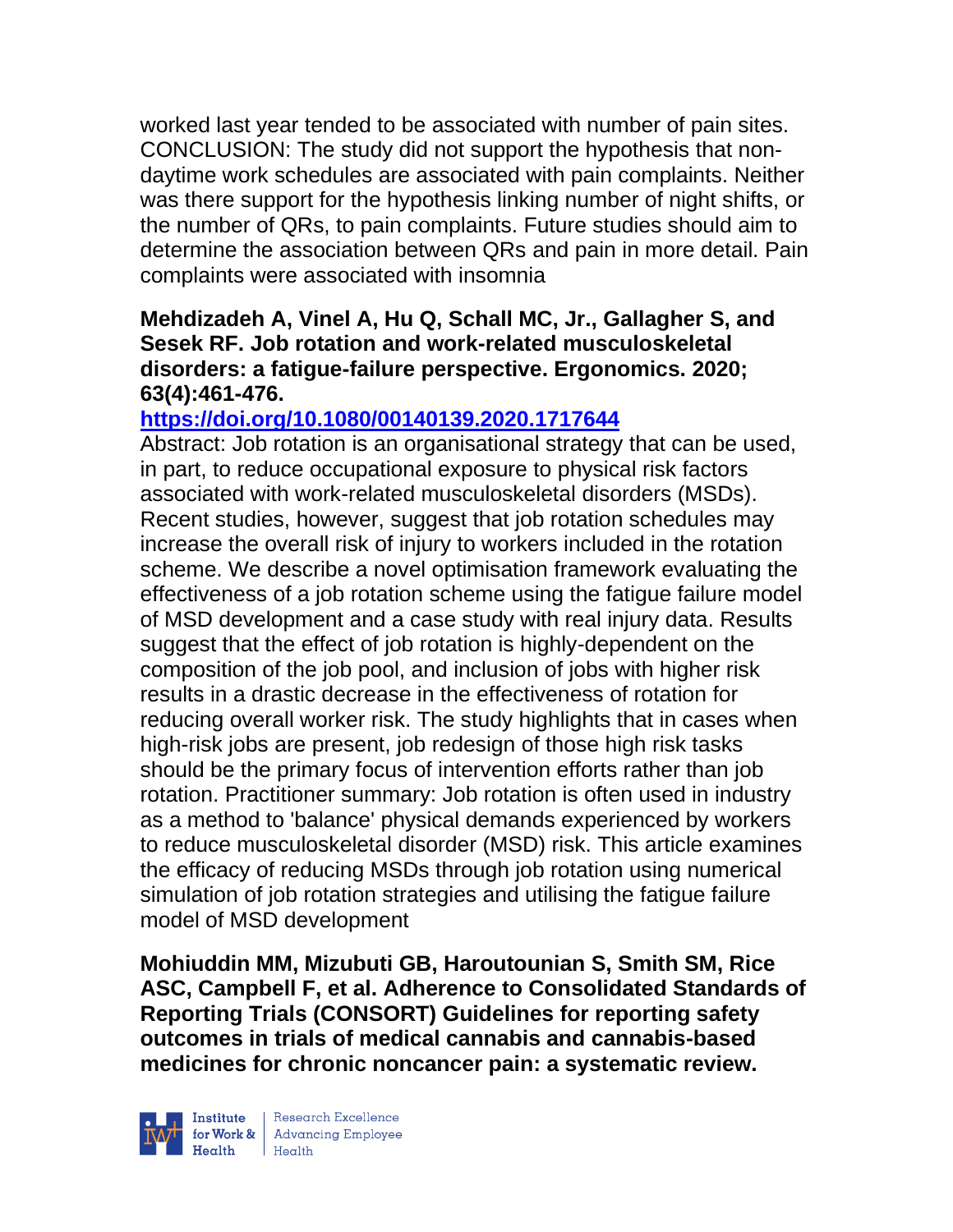worked last year tended to be associated with number of pain sites. CONCLUSION: The study did not support the hypothesis that non-daytime work schedules are associated with pain complaints. Neither was there support for the hypothesis linking number of night shifts, or the number of QRs, to pain complaints. Future studies should aim to determine the association between QRs and pain in more detail. Pain complaints were associated with insomnia

**Mehdizadeh A, Vinel A, Hu Q, Schall MC, Jr., Gallagher S, and Sesek RF. Job rotation and work-related musculoskeletal disorders: a fatigue-failure perspective. Ergonomics. 2020; 63(4):461-476.**

**https://doi.org/10.1080/00140139.2020.1717644**

Abstract: Job rotation is an organisational strategy that can be used, in part, to reduce occupational exposure to physical risk factors associated with work-related musculoskeletal disorders (MSDs). Recent studies, however, suggest that job rotation schedules may increase the overall risk of injury to workers included in the rotation scheme. We describe a novel optimisation framework evaluating the effectiveness of a job rotation scheme using the fatigue failure model of MSD development and a case study with real injury data. Results suggest that the effect of job rotation is highly-dependent on the composition of the job pool, and inclusion of jobs with higher risk results in a drastic decrease in the effectiveness of rotation for reducing overall worker risk. The study highlights that in cases when high-risk jobs are present, job redesign of those high risk tasks should be the primary focus of intervention efforts rather than job rotation. Practitioner summary: Job rotation is often used in industry as a method to 'balance' physical demands experienced by workers to reduce musculoskeletal disorder (MSD) risk. This article examines the efficacy of reducing MSDs through job rotation using numerical simulation of job rotation strategies and utilising the fatigue failure model of MSD development

**Mohiuddin MM, Mizubuti GB, Haroutounian S, Smith SM, Rice ASC, Campbell F, et al. Adherence to Consolidated Standards of Reporting Trials (CONSORT) Guidelines for reporting safety outcomes in trials of medical cannabis and cannabis-based medicines for chronic noncancer pain: a systematic review.**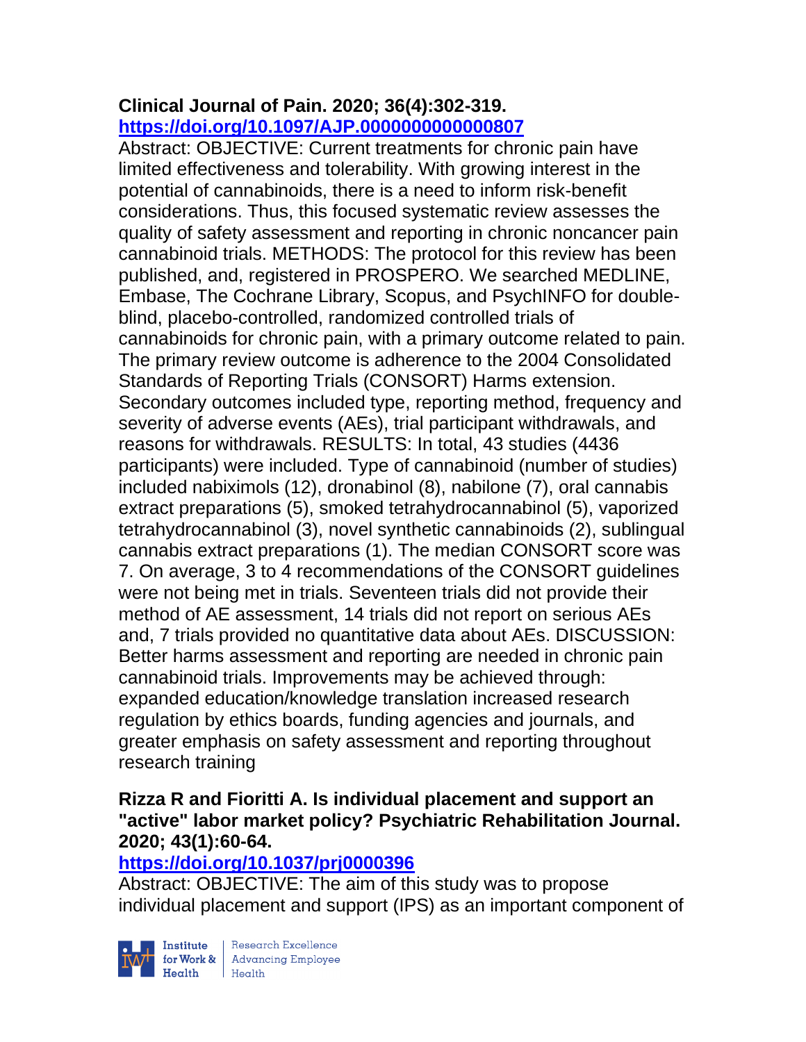**Clinical Journal of Pain. 2020; 36(4):302-319. https://doi.org/10.1097/AJP.0000000000000807**

Abstract: OBJECTIVE: Current treatments for chronic pain have limited effectiveness and tolerability. With growing interest in the potential of cannabinoids, there is a need to inform risk-benefit considerations. Thus, this focused systematic review assesses the quality of safety assessment and reporting in chronic noncancer pain cannabinoid trials. METHODS: The protocol for this review has been published, and, registered in PROSPERO. We searched MEDLINE, Embase, The Cochrane Library, Scopus, and PsychINFO for double-blind, placebo-controlled, randomized controlled trials of cannabinoids for chronic pain, with a primary outcome related to pain. The primary review outcome is adherence to the 2004 Consolidated Standards of Reporting Trials (CONSORT) Harms extension. Secondary outcomes included type, reporting method, frequency and severity of adverse events (AEs), trial participant withdrawals, and reasons for withdrawals. RESULTS: In total, 43 studies (4436 participants) were included. Type of cannabinoid (number of studies) included nabiximols (12), dronabinol (8), nabilone (7), oral cannabis extract preparations (5), smoked tetrahydrocannabinol (5), vaporized tetrahydrocannabinol (3), novel synthetic cannabinoids (2), sublingual cannabis extract preparations (1). The median CONSORT score was 7. On average, 3 to 4 recommendations of the CONSORT guidelines were not being met in trials. Seventeen trials did not provide their method of AE assessment, 14 trials did not report on serious AEs and, 7 trials provided no quantitative data about AEs. DISCUSSION: Better harms assessment and reporting are needed in chronic pain cannabinoid trials. Improvements may be achieved through: expanded education/knowledge translation increased research regulation by ethics boards, funding agencies and journals, and greater emphasis on safety assessment and reporting throughout research training

**Rizza R and Fioritti A. Is individual placement and support an "active" labor market policy? Psychiatric Rehabilitation Journal. 2020; 43(1):60-64. https://doi.org/10.1037/prj0000396**

Abstract: OBJECTIVE: The aim of this study was to propose individual placement and support (IPS) as an important component of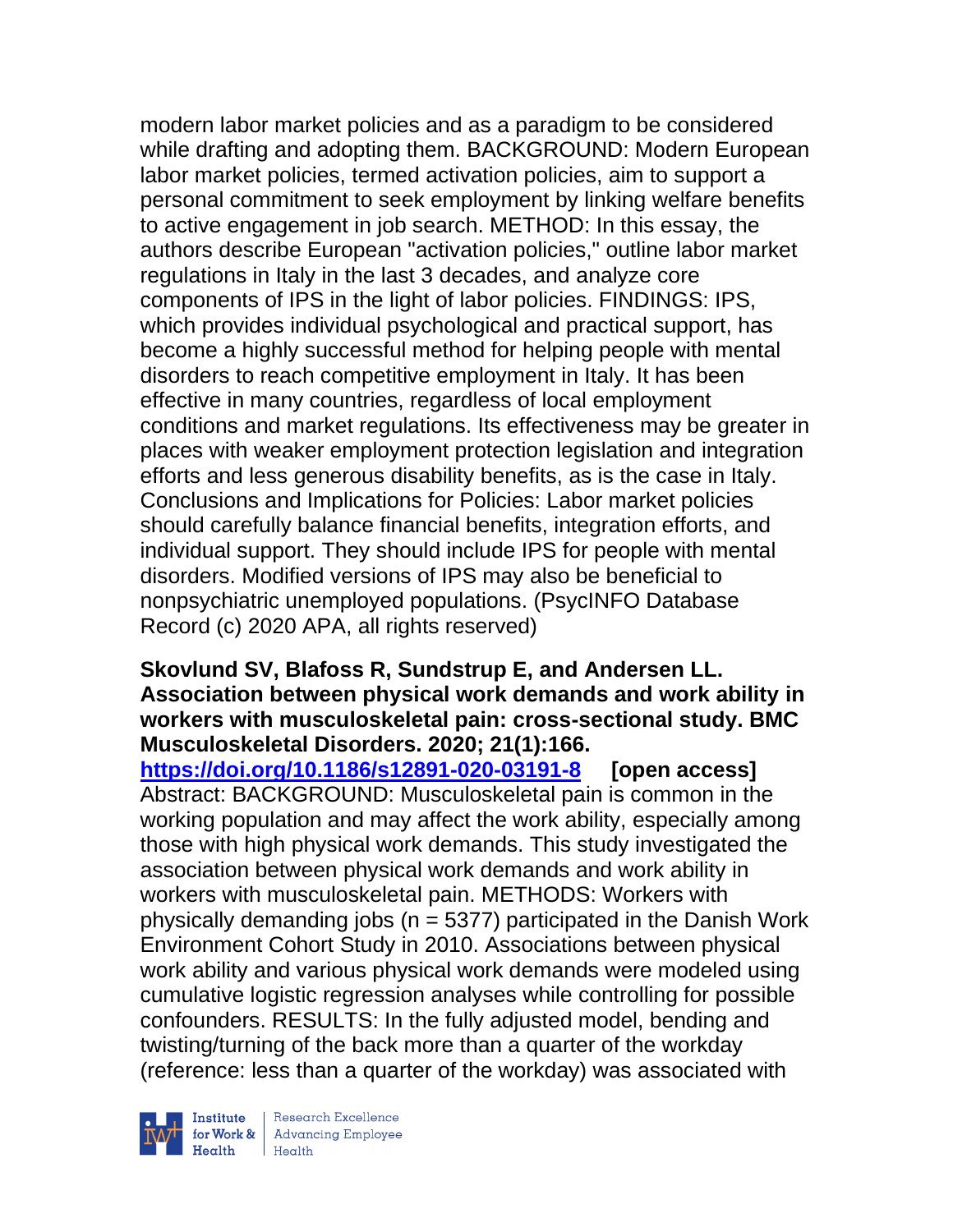modern labor market policies and as a paradigm to be considered while drafting and adopting them. BACKGROUND: Modern European labor market policies, termed activation policies, aim to support a personal commitment to seek employment by linking welfare benefits to active engagement in job search. METHOD: In this essay, the authors describe European "activation policies," outline labor market regulations in Italy in the last 3 decades, and analyze core components of IPS in the light of labor policies. FINDINGS: IPS, which provides individual psychological and practical support, has become a highly successful method for helping people with mental disorders to reach competitive employment in Italy. It has been effective in many countries, regardless of local employment conditions and market regulations. Its effectiveness may be greater in places with weaker employment protection legislation and integration efforts and less generous disability benefits, as is the case in Italy. Conclusions and Implications for Policies: Labor market policies should carefully balance financial benefits, integration efforts, and individual support. They should include IPS for people with mental disorders. Modified versions of IPS may also be beneficial to nonpsychiatric unemployed populations. (PsycINFO Database Record (c) 2020 APA, all rights reserved)

**Skovlund SV, Blafoss R, Sundstrup E, and Andersen LL. Association between physical work demands and work ability in workers with musculoskeletal pain: cross-sectional study. BMC Musculoskeletal Disorders. 2020; 21(1):166.**
**https://doi.org/10.1186/s12891-020-03191-8** **[open access]**
Abstract: BACKGROUND: Musculoskeletal pain is common in the working population and may affect the work ability, especially among those with high physical work demands. This study investigated the association between physical work demands and work ability in workers with musculoskeletal pain. METHODS: Workers with physically demanding jobs (n = 5377) participated in the Danish Work Environment Cohort Study in 2010. Associations between physical work ability and various physical work demands were modeled using cumulative logistic regression analyses while controlling for possible confounders. RESULTS: In the fully adjusted model, bending and twisting/turning of the back more than a quarter of the workday (reference: less than a quarter of the workday) was associated with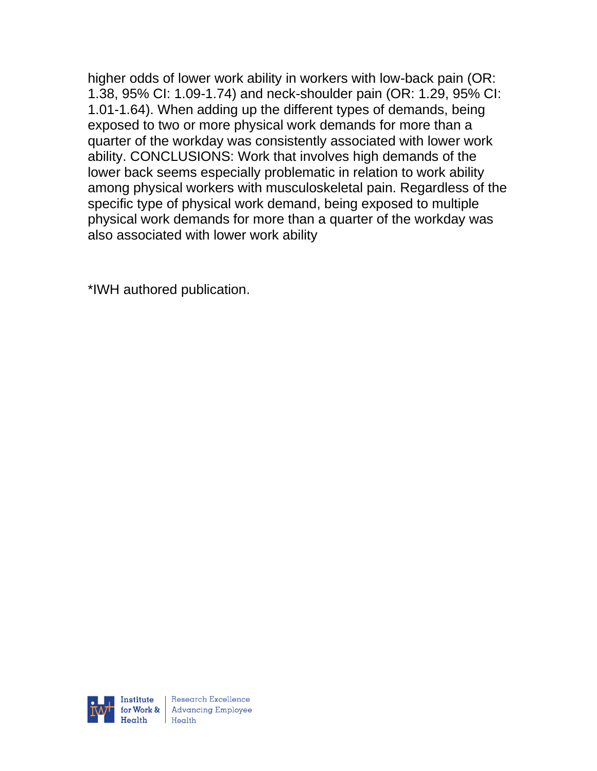higher odds of lower work ability in workers with low-back pain (OR: 1.38, 95% CI: 1.09-1.74) and neck-shoulder pain (OR: 1.29, 95% CI: 1.01-1.64). When adding up the different types of demands, being exposed to two or more physical work demands for more than a quarter of the workday was consistently associated with lower work ability. CONCLUSIONS: Work that involves high demands of the lower back seems especially problematic in relation to work ability among physical workers with musculoskeletal pain. Regardless of the specific type of physical work demand, being exposed to multiple physical work demands for more than a quarter of the workday was also associated with lower work ability

*IWH authored publication.